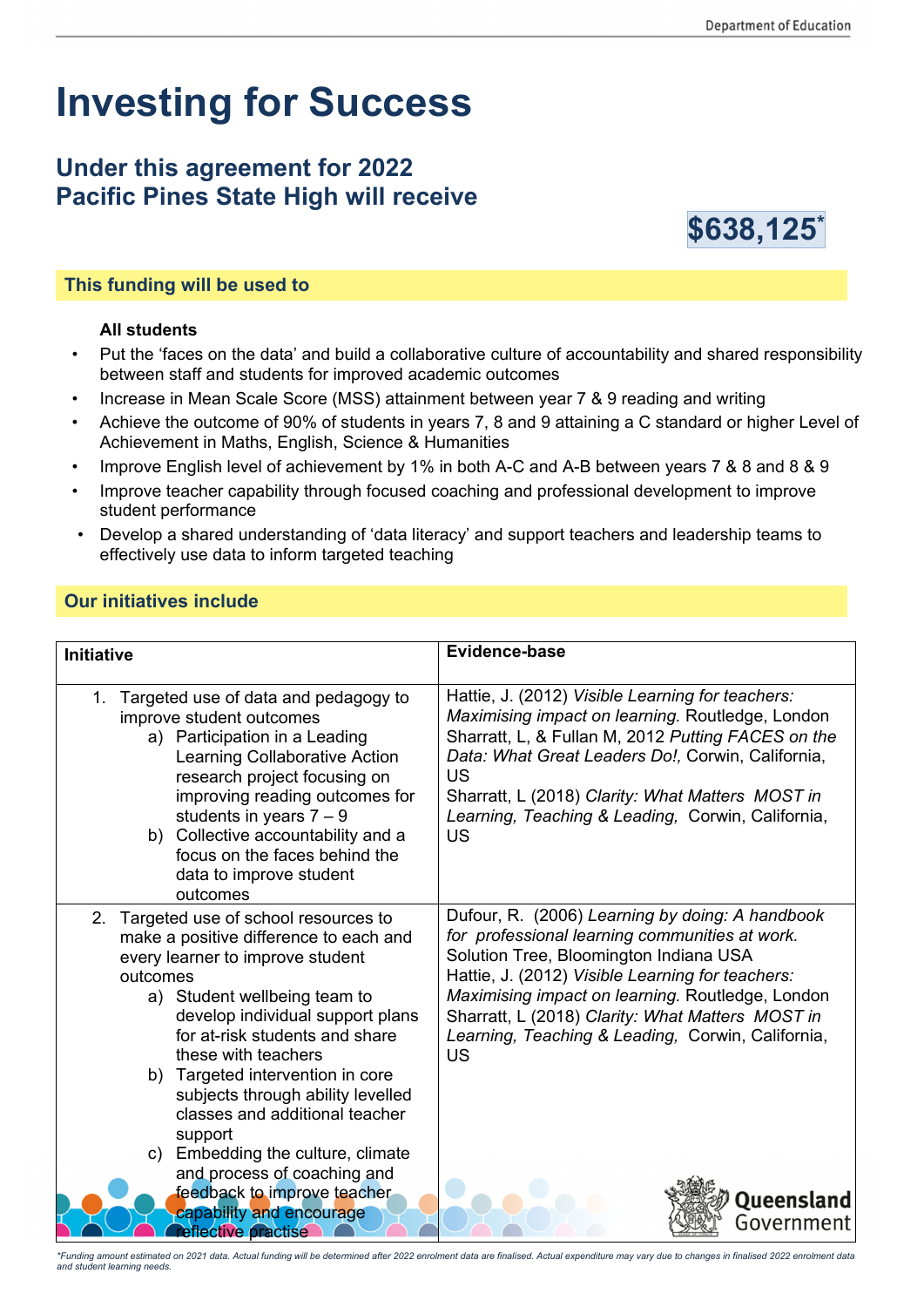# Investing for Success

## Under this agreement for 2022 Pacific Pines State High will receive

**$638,125***

### This funding will be used to

**All students**

- Put the 'faces on the data' and build a collaborative culture of accountability and shared responsibility between staff and students for improved academic outcomes
- Increase in Mean Scale Score (MSS) attainment between year 7 & 9 reading and writing
- Achieve the outcome of 90% of students in years 7, 8 and 9 attaining a C standard or higher Level of Achievement in Maths, English, Science & Humanities
- Improve English level of achievement by 1% in both A-C and A-B between years 7 & 8 and 8 & 9
- Improve teacher capability through focused coaching and professional development to improve student performance
- Develop a shared understanding of 'data literacy' and support teachers and leadership teams to effectively use data to inform targeted teaching

### Our initiatives include

| Initiative | Evidence-base |
|---|---|
| 1. Targeted use of data and pedagogy to improve student outcomes<br>a) Participation in a Leading Learning Collaborative Action research project focusing on improving reading outcomes for students in years 7 – 9<br>b) Collective accountability and a focus on the faces behind the data to improve student outcomes | Hattie, J. (2012) *Visible Learning for teachers: Maximising impact on learning.* Routledge, London<br>Sharratt, L, & Fullan M, 2012 *Putting FACES on the Data: What Great Leaders Do!,* Corwin, California, US<br>Sharratt, L (2018) *Clarity: What Matters MOST in Learning, Teaching & Leading,* Corwin, California, US |
| 2. Targeted use of school resources to make a positive difference to each and every learner to improve student outcomes<br>a) Student wellbeing team to develop individual support plans for at-risk students and share these with teachers<br>b) Targeted intervention in core subjects through ability levelled classes and additional teacher support<br>c) Embedding the culture, climate and process of coaching and feedback to improve teacher capability and encourage reflective practise | Dufour, R. (2006) *Learning by doing: A handbook for professional learning communities at work.* Solution Tree, Bloomington Indiana USA<br>Hattie, J. (2012) *Visible Learning for teachers: Maximising impact on learning.* Routledge, London<br>Sharratt, L (2018) *Clarity: What Matters MOST in Learning, Teaching & Leading,* Corwin, California, US |

*Funding amount estimated on 2021 data. Actual funding will be determined after 2022 enrolment data are finalised. Actual expenditure may vary due to changes in finalised 2022 enrolment data and student learning needs.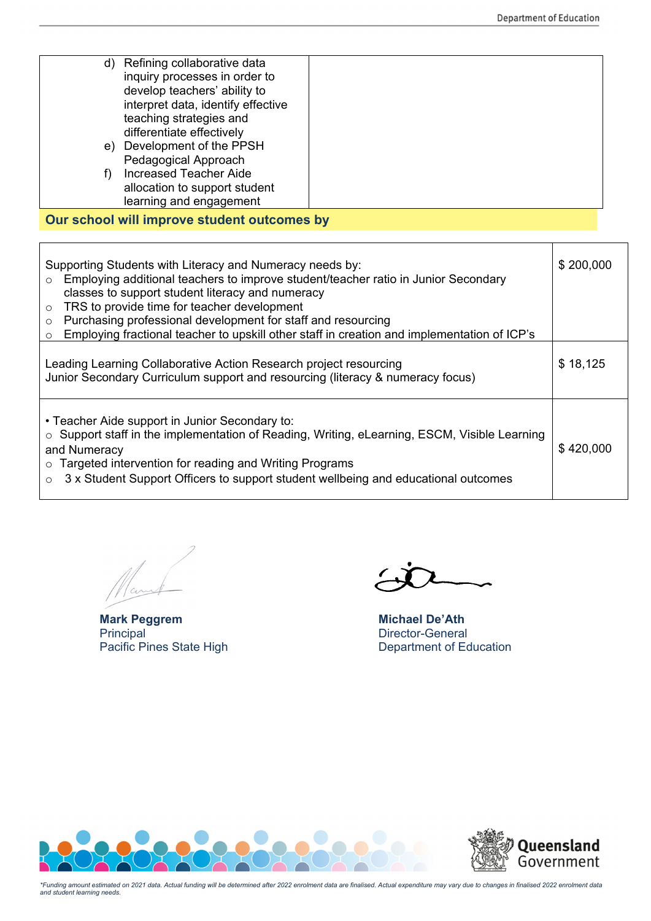| | |
|---|---|
| d) Refining collaborative data inquiry processes in order to develop teachers' ability to interpret data, identify effective teaching strategies and differentiate effectively<br>e) Development of the PPSH Pedagogical Approach<br>f) Increased Teacher Aide allocation to support student learning and engagement | |

## Our school will improve student outcomes by

| | |
|---|---|
| Supporting Students with Literacy and Numeracy needs by:<br>○ Employing additional teachers to improve student/teacher ratio in Junior Secondary classes to support student literacy and numeracy<br>○ TRS to provide time for teacher development<br>○ Purchasing professional development for staff and resourcing<br>○ Employing fractional teacher to upskill other staff in creation and implementation of ICP's | $ 200,000 |
| Leading Learning Collaborative Action Research project resourcing<br>Junior Secondary Curriculum support and resourcing (literacy & numeracy focus) | $ 18,125 |
| • Teacher Aide support in Junior Secondary to:<br>○ Support staff in the implementation of Reading, Writing, eLearning, ESCM, Visible Learning and Numeracy<br>○ Targeted intervention for reading and Writing Programs<br>○ 3 x Student Support Officers to support student wellbeing and educational outcomes | $ 420,000 |

**Mark Peggrem**
Principal
Pacific Pines State High

**Michael De'Ath**
Director-General
Department of Education

*\*Funding amount estimated on 2021 data. Actual funding will be determined after 2022 enrolment data are finalised. Actual expenditure may vary due to changes in finalised 2022 enrolment data and student learning needs.*